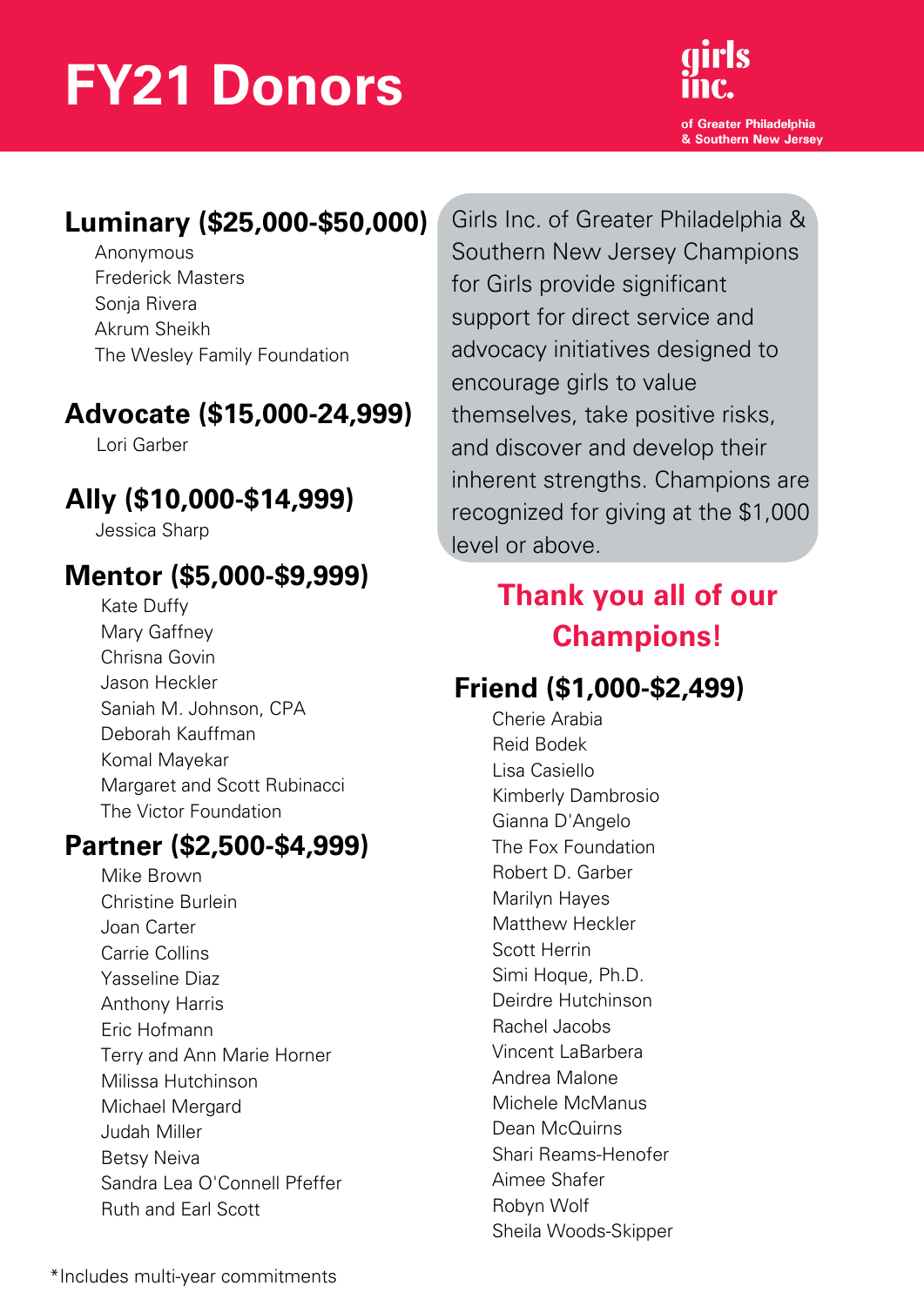# FY21 Donors

girls inc.

of Greater Philadelphia & Southern New Jersey

## Luminary ($25,000-$50,000)

Anonymous
Frederick Masters
Sonja Rivera
Akrum Sheikh
The Wesley Family Foundation

## Advocate ($15,000-24,999)

Lori Garber

## Ally ($10,000-$14,999)

Jessica Sharp

## Mentor ($5,000-$9,999)

Kate Duffy
Mary Gaffney
Chrisna Govin
Jason Heckler
Saniah M. Johnson, CPA
Deborah Kauffman
Komal Mayekar
Margaret and Scott Rubinacci
The Victor Foundation

## Partner ($2,500-$4,999)

Mike Brown
Christine Burlein
Joan Carter
Carrie Collins
Yasseline Diaz
Anthony Harris
Eric Hofmann
Terry and Ann Marie Horner
Milissa Hutchinson
Michael Mergard
Judah Miller
Betsy Neiva
Sandra Lea O'Connell Pfeffer
Ruth and Earl Scott

Girls Inc. of Greater Philadelphia & Southern New Jersey Champions for Girls provide significant support for direct service and advocacy initiatives designed to encourage girls to value themselves, take positive risks, and discover and develop their inherent strengths. Champions are recognized for giving at the $1,000 level or above.

**Thank you all of our Champions!**

## Friend ($1,000-$2,499)

Cherie Arabia
Reid Bodek
Lisa Casiello
Kimberly Dambrosio
Gianna D'Angelo
The Fox Foundation
Robert D. Garber
Marilyn Hayes
Matthew Heckler
Scott Herrin
Simi Hoque, Ph.D.
Deirdre Hutchinson
Rachel Jacobs
Vincent LaBarbera
Andrea Malone
Michele McManus
Dean McQuirns
Shari Reams-Henofer
Aimee Shafer
Robyn Wolf
Sheila Woods-Skipper

*Includes multi-year commitments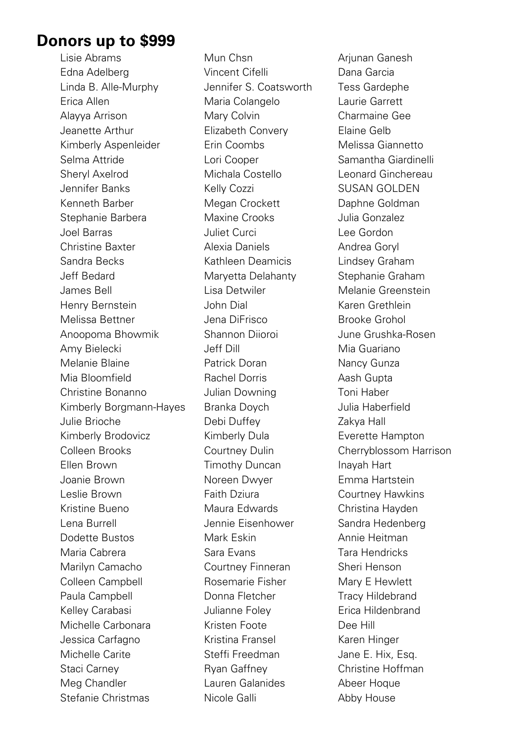## Donors up to $999

Lisie Abrams
Edna Adelberg
Linda B. Alle-Murphy
Erica Allen
Alayya Arrison
Jeanette Arthur
Kimberly Aspenleider
Selma Attride
Sheryl Axelrod
Jennifer Banks
Kenneth Barber
Stephanie Barbera
Joel Barras
Christine Baxter
Sandra Becks
Jeff Bedard
James Bell
Henry Bernstein
Melissa Bettner
Anoopoma Bhowmik
Amy Bielecki
Melanie Blaine
Mia Bloomfield
Christine Bonanno
Kimberly Borgmann-Hayes
Julie Brioche
Kimberly Brodovicz
Colleen Brooks
Ellen Brown
Joanie Brown
Leslie Brown
Kristine Bueno
Lena Burrell
Dodette Bustos
Maria Cabrera
Marilyn Camacho
Colleen Campbell
Paula Campbell
Kelley Carabasi
Michelle Carbonara
Jessica Carfagno
Michelle Carite
Staci Carney
Meg Chandler
Stefanie Christmas
Mun Chsn
Vincent Cifelli
Jennifer S. Coatsworth
Maria Colangelo
Mary Colvin
Elizabeth Convery
Erin Coombs
Lori Cooper
Michala Costello
Kelly Cozzi
Megan Crockett
Maxine Crooks
Juliet Curci
Alexia Daniels
Kathleen Deamicis
Maryetta Delahanty
Lisa Detwiler
John Dial
Jena DiFrisco
Shannon Diioroi
Jeff Dill
Patrick Doran
Rachel Dorris
Julian Downing
Branka Doych
Debi Duffey
Kimberly Dula
Courtney Dulin
Timothy Duncan
Noreen Dwyer
Faith Dziura
Maura Edwards
Jennie Eisenhower
Mark Eskin
Sara Evans
Courtney Finneran
Rosemarie Fisher
Donna Fletcher
Julianne Foley
Kristen Foote
Kristina Fransel
Steffi Freedman
Ryan Gaffney
Lauren Galanides
Nicole Galli
Arjunan Ganesh
Dana Garcia
Tess Gardephe
Laurie Garrett
Charmaine Gee
Elaine Gelb
Melissa Giannetto
Samantha Giardinelli
Leonard Ginchereau
SUSAN GOLDEN
Daphne Goldman
Julia Gonzalez
Lee Gordon
Andrea Goryl
Lindsey Graham
Stephanie Graham
Melanie Greenstein
Karen Grethlein
Brooke Grohol
June Grushka-Rosen
Mia Guariano
Nancy Gunza
Aash Gupta
Toni Haber
Julia Haberfield
Zakya Hall
Everette Hampton
Cherryblossom Harrison
Inayah Hart
Emma Hartstein
Courtney Hawkins
Christina Hayden
Sandra Hedenberg
Annie Heitman
Tara Hendricks
Sheri Henson
Mary E Hewlett
Tracy Hildebrand
Erica Hildenbrand
Dee Hill
Karen Hinger
Jane E. Hix, Esq.
Christine Hoffman
Abeer Hoque
Abby House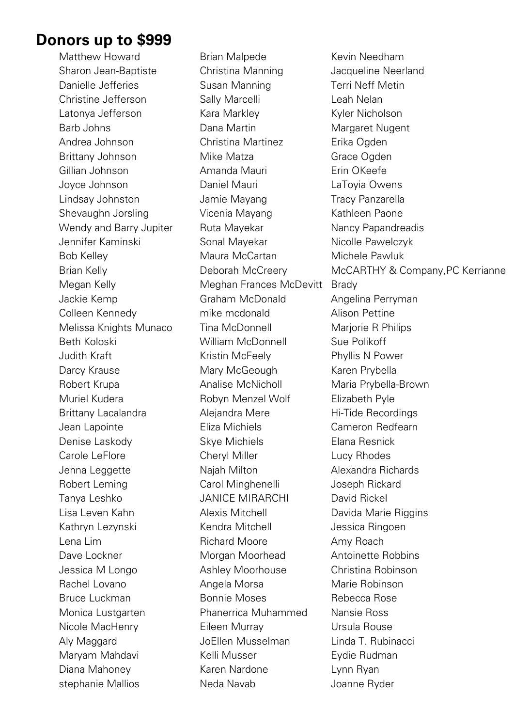## Donors up to $999

Matthew Howard
Sharon Jean-Baptiste
Danielle Jefferies
Christine Jefferson
Latonya Jefferson
Barb Johns
Andrea Johnson
Brittany Johnson
Gillian Johnson
Joyce Johnson
Lindsay Johnston
Shevaughn Jorsling
Wendy and Barry Jupiter
Jennifer Kaminski
Bob Kelley
Brian Kelly
Megan Kelly
Jackie Kemp
Colleen Kennedy
Melissa Knights Munaco
Beth Koloski
Judith Kraft
Darcy Krause
Robert Krupa
Muriel Kudera
Brittany Lacalandra
Jean Lapointe
Denise Laskody
Carole LeFlore
Jenna Leggette
Robert Leming
Tanya Leshko
Lisa Leven Kahn
Kathryn Lezynski
Lena Lim
Dave Lockner
Jessica M Longo
Rachel Lovano
Bruce Luckman
Monica Lustgarten
Nicole MacHenry
Aly Maggard
Maryam Mahdavi
Diana Mahoney
stephanie Mallios
Brian Malpede
Christina Manning
Susan Manning
Sally Marcelli
Kara Markley
Dana Martin
Christina Martinez
Mike Matza
Amanda Mauri
Daniel Mauri
Jamie Mayang
Vicenia Mayang
Ruta Mayekar
Sonal Mayekar
Maura McCartan
Deborah McCreery
Meghan Frances McDevitt
Graham McDonald
mike mcdonald
Tina McDonnell
William McDonnell
Kristin McFeely
Mary McGeough
Analise McNicholl
Robyn Menzel Wolf
Alejandra Mere
Eliza Michiels
Skye Michiels
Cheryl Miller
Najah Milton
Carol Minghenelli
JANICE MIRARCHI
Alexis Mitchell
Kendra Mitchell
Richard Moore
Morgan Moorhead
Ashley Moorhouse
Angela Morsa
Bonnie Moses
Phanerrica Muhammed
Eileen Murray
JoEllen Musselman
Kelli Musser
Karen Nardone
Neda Navab
Kevin Needham
Jacqueline Neerland
Terri Neff Metin
Leah Nelan
Kyler Nicholson
Margaret Nugent
Erika Ogden
Grace Ogden
Erin OKeefe
LaToyia Owens
Tracy Panzarella
Kathleen Paone
Nancy Papandreadis
Nicolle Pawelczyk
Michele Pawluk
McCARTHY & Company,PC Kerrianne Brady
Angelina Perryman
Alison Pettine
Marjorie R Philips
Sue Polikoff
Phyllis N Power
Karen Prybella
Maria Prybella-Brown
Elizabeth Pyle
Hi-Tide Recordings
Cameron Redfearn
Elana Resnick
Lucy Rhodes
Alexandra Richards
Joseph Rickard
David Rickel
Davida Marie Riggins
Jessica Ringoen
Amy Roach
Antoinette Robbins
Christina Robinson
Marie Robinson
Rebecca Rose
Nansie Ross
Ursula Rouse
Linda T. Rubinacci
Eydie Rudman
Lynn Ryan
Joanne Ryder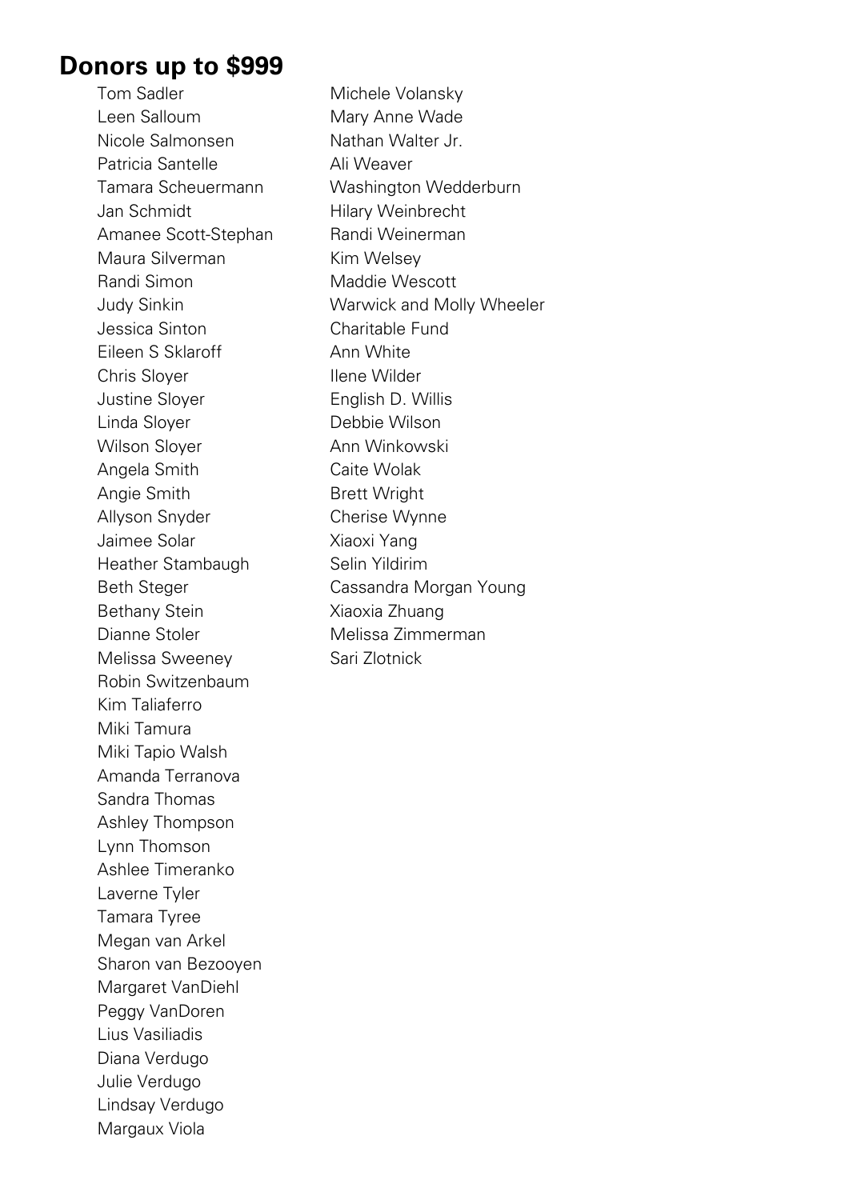## Donors up to $999

Tom Sadler
Leen Salloum
Nicole Salmonsen
Patricia Santelle
Tamara Scheuermann
Jan Schmidt
Amanee Scott-Stephan
Maura Silverman
Randi Simon
Judy Sinkin
Jessica Sinton
Eileen S Sklaroff
Chris Sloyer
Justine Sloyer
Linda Sloyer
Wilson Sloyer
Angela Smith
Angie Smith
Allyson Snyder
Jaimee Solar
Heather Stambaugh
Beth Steger
Bethany Stein
Dianne Stoler
Melissa Sweeney
Robin Switzenbaum
Kim Taliaferro
Miki Tamura
Miki Tapio Walsh
Amanda Terranova
Sandra Thomas
Ashley Thompson
Lynn Thomson
Ashlee Timeranko
Laverne Tyler
Tamara Tyree
Megan van Arkel
Sharon van Bezooyen
Margaret VanDiehl
Peggy VanDoren
Lius Vasiliadis
Diana Verdugo
Julie Verdugo
Lindsay Verdugo
Margaux Viola
Michele Volansky
Mary Anne Wade
Nathan Walter Jr.
Ali Weaver
Washington Wedderburn
Hilary Weinbrecht
Randi Weinerman
Kim Welsey
Maddie Wescott
Warwick and Molly Wheeler Charitable Fund
Ann White
Ilene Wilder
English D. Willis
Debbie Wilson
Ann Winkowski
Caite Wolak
Brett Wright
Cherise Wynne
Xiaoxi Yang
Selin Yildirim
Cassandra Morgan Young
Xiaoxia Zhuang
Melissa Zimmerman
Sari Zlotnick